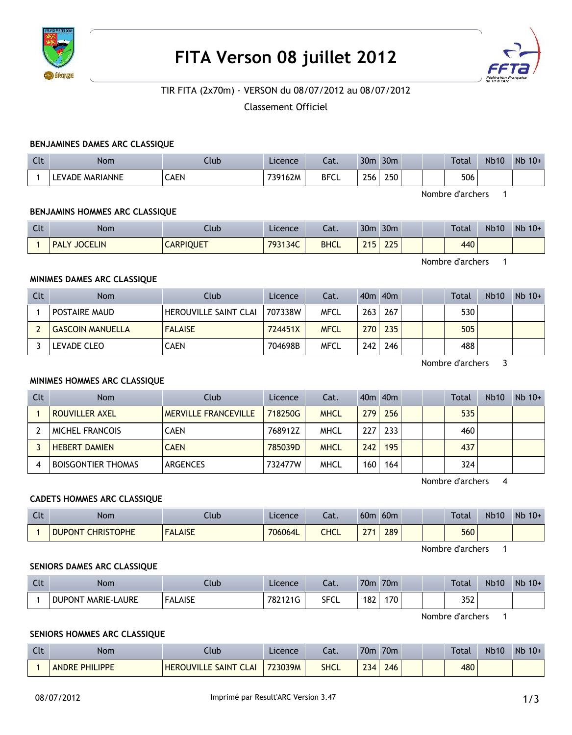# FITA Verson 08 juillet 2012

TIR FITA (2x70m) - VERSON du 08/07/2012 au 08/07/2012

Classement Officiel

### BENJAMINES DAMES ARC CLASSIQUE

| Clt | Nom | Club | Licence | Cat. | 30m | 30m | | | Total | Nb10 | Nb 10+ |
|---|---|---|---|---|---|---|---|---|---|---|---|
| 1 | LEVADE MARIANNE | CAEN | 739162M | BFCL | 256 | 250 | | | 506 | | |

Nombre d'archers 1

### BENJAMINS HOMMES ARC CLASSIQUE

| Clt | Nom | Club | Licence | Cat. | 30m | 30m | | | Total | Nb10 | Nb 10+ |
|---|---|---|---|---|---|---|---|---|---|---|---|
| 1 | PALY JOCELIN | CARPIQUET | 793134C | BHCL | 215 | 225 | | | 440 | | |

Nombre d'archers 1

### MINIMES DAMES ARC CLASSIQUE

| Clt | Nom | Club | Licence | Cat. | 40m | 40m | | | Total | Nb10 | Nb 10+ |
|---|---|---|---|---|---|---|---|---|---|---|---|
| 1 | POSTAIRE MAUD | HEROUVILLE SAINT CLAI | 707338W | MFCL | 263 | 267 | | | 530 | | |
| 2 | GASCOIN MANUELLA | FALAISE | 724451X | MFCL | 270 | 235 | | | 505 | | |
| 3 | LEVADE CLEO | CAEN | 704698B | MFCL | 242 | 246 | | | 488 | | |

Nombre d'archers 3

### MINIMES HOMMES ARC CLASSIQUE

| Clt | Nom | Club | Licence | Cat. | 40m | 40m | | | Total | Nb10 | Nb 10+ |
|---|---|---|---|---|---|---|---|---|---|---|---|
| 1 | ROUVILLER AXEL | MERVILLE FRANCEVILLE | 718250G | MHCL | 279 | 256 | | | 535 | | |
| 2 | MICHEL FRANCOIS | CAEN | 768912Z | MHCL | 227 | 233 | | | 460 | | |
| 3 | HEBERT DAMIEN | CAEN | 785039D | MHCL | 242 | 195 | | | 437 | | |
| 4 | BOISGONTIER THOMAS | ARGENCES | 732477W | MHCL | 160 | 164 | | | 324 | | |

Nombre d'archers 4

### CADETS HOMMES ARC CLASSIQUE

| Clt | Nom | Club | Licence | Cat. | 60m | 60m | | | Total | Nb10 | Nb 10+ |
|---|---|---|---|---|---|---|---|---|---|---|---|
| 1 | DUPONT CHRISTOPHE | FALAISE | 706064L | CHCL | 271 | 289 | | | 560 | | |

Nombre d'archers 1

### SENIORS DAMES ARC CLASSIQUE

| Clt | Nom | Club | Licence | Cat. | 70m | 70m | | | Total | Nb10 | Nb 10+ |
|---|---|---|---|---|---|---|---|---|---|---|---|
| 1 | DUPONT MARIE-LAURE | FALAISE | 782121G | SFCL | 182 | 170 | | | 352 | | |

Nombre d'archers 1

### SENIORS HOMMES ARC CLASSIQUE

| Clt | Nom | Club | Licence | Cat. | 70m | 70m | | | Total | Nb10 | Nb 10+ |
|---|---|---|---|---|---|---|---|---|---|---|---|
| 1 | ANDRE PHILIPPE | HEROUVILLE SAINT CLAI | 723039M | SHCL | 234 | 246 | | | 480 | | |

08/07/2012 Imprimé par Result'ARC Version 3.47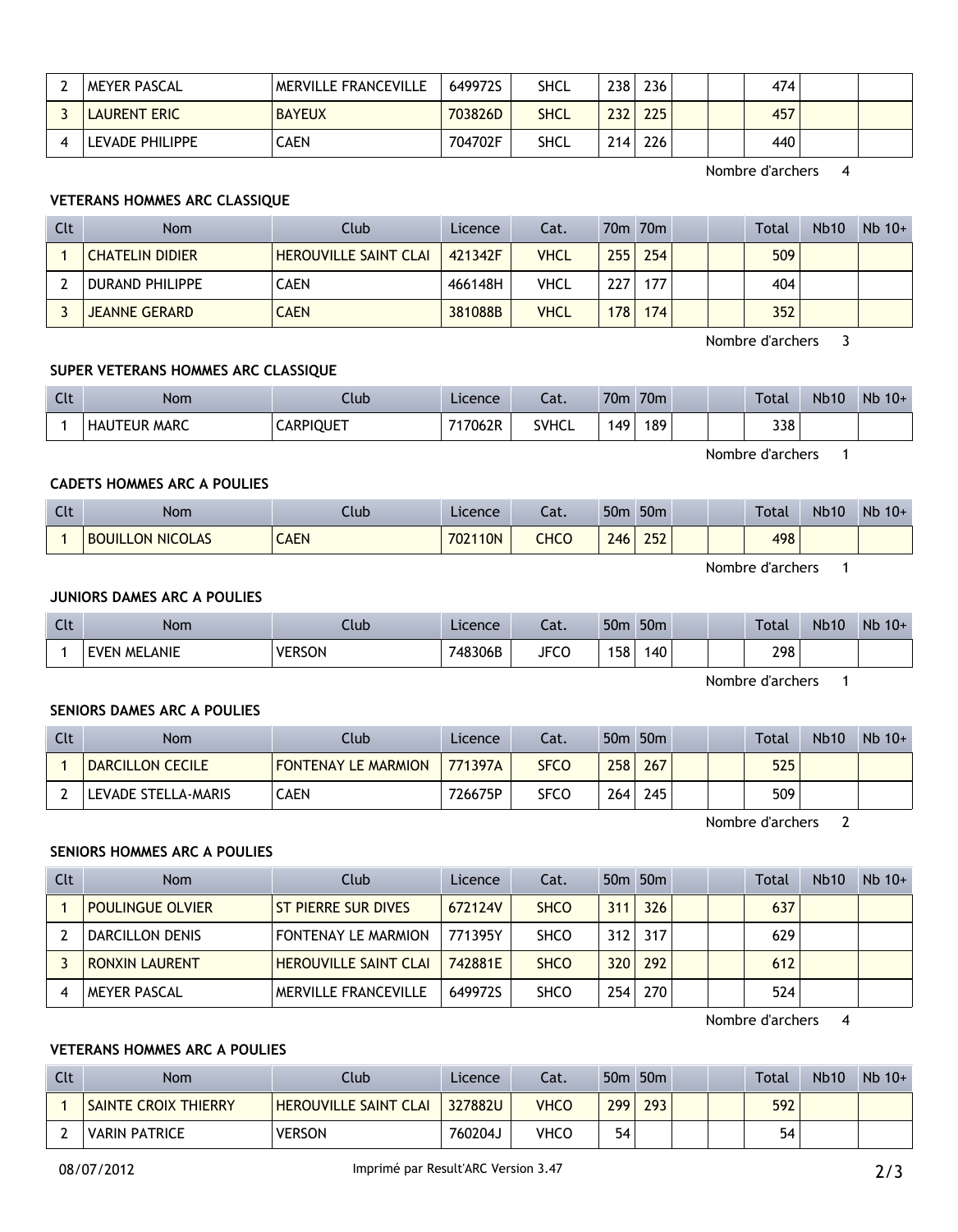| 2 | MEYER PASCAL | MERVILLE FRANCEVILLE | 649972S | SHCL | 238 | 236 | | | 474 | | |
|---|---|---|---|---|---|---|---|---|---|---|---|
| 3 | LAURENT ERIC | BAYEUX | 703826D | SHCL | 232 | 225 | | | 457 | | |
| 4 | LEVADE PHILIPPE | CAEN | 704702F | SHCL | 214 | 226 | | | 440 | | |

Nombre d'archers 4

### VETERANS HOMMES ARC CLASSIQUE

| Clt | Nom | Club | Licence | Cat. | 70m | 70m | | | Total | Nb10 | Nb 10+ |
|---|---|---|---|---|---|---|---|---|---|---|---|
| 1 | CHATELIN DIDIER | HEROUVILLE SAINT CLAI | 421342F | VHCL | 255 | 254 | | | 509 | | |
| 2 | DURAND PHILIPPE | CAEN | 466148H | VHCL | 227 | 177 | | | 404 | | |
| 3 | JEANNE GERARD | CAEN | 381088B | VHCL | 178 | 174 | | | 352 | | |

Nombre d'archers 3

### SUPER VETERANS HOMMES ARC CLASSIQUE

| Clt | Nom | Club | Licence | Cat. | 70m | 70m | | | Total | Nb10 | Nb 10+ |
|---|---|---|---|---|---|---|---|---|---|---|---|
| 1 | HAUTEUR MARC | CARPIQUET | 717062R | SVHCL | 149 | 189 | | | 338 | | |

Nombre d'archers 1

### CADETS HOMMES ARC A POULIES

| Clt | Nom | Club | Licence | Cat. | 50m | 50m | | | Total | Nb10 | Nb 10+ |
|---|---|---|---|---|---|---|---|---|---|---|---|
| 1 | BOUILLON NICOLAS | CAEN | 702110N | CHCO | 246 | 252 | | | 498 | | |

Nombre d'archers 1

### JUNIORS DAMES ARC A POULIES

| Clt | Nom | Club | Licence | Cat. | 50m | 50m | | | Total | Nb10 | Nb 10+ |
|---|---|---|---|---|---|---|---|---|---|---|---|
| 1 | EVEN MELANIE | VERSON | 748306B | JFCO | 158 | 140 | | | 298 | | |

Nombre d'archers 1

### SENIORS DAMES ARC A POULIES

| Clt | Nom | Club | Licence | Cat. | 50m | 50m | | | Total | Nb10 | Nb 10+ |
|---|---|---|---|---|---|---|---|---|---|---|---|
| 1 | DARCILLON CECILE | FONTENAY LE MARMION | 771397A | SFCO | 258 | 267 | | | 525 | | |
| 2 | LEVADE STELLA-MARIS | CAEN | 726675P | SFCO | 264 | 245 | | | 509 | | |

Nombre d'archers 2

### SENIORS HOMMES ARC A POULIES

| Clt | Nom | Club | Licence | Cat. | 50m | 50m | | | Total | Nb10 | Nb 10+ |
|---|---|---|---|---|---|---|---|---|---|---|---|
| 1 | POULINGUE OLVIER | ST PIERRE SUR DIVES | 672124V | SHCO | 311 | 326 | | | 637 | | |
| 2 | DARCILLON DENIS | FONTENAY LE MARMION | 771395Y | SHCO | 312 | 317 | | | 629 | | |
| 3 | RONXIN LAURENT | HEROUVILLE SAINT CLAI | 742881E | SHCO | 320 | 292 | | | 612 | | |
| 4 | MEYER PASCAL | MERVILLE FRANCEVILLE | 649972S | SHCO | 254 | 270 | | | 524 | | |

Nombre d'archers 4

### VETERANS HOMMES ARC A POULIES

| Clt | Nom | Club | Licence | Cat. | 50m | 50m | | | Total | Nb10 | Nb 10+ |
|---|---|---|---|---|---|---|---|---|---|---|---|
| 1 | SAINTE CROIX THIERRY | HEROUVILLE SAINT CLAI | 327882U | VHCO | 299 | 293 | | | 592 | | |
| 2 | VARIN PATRICE | VERSON | 760204J | VHCO | 54 | | | | 54 | | |

08/07/2012 Imprimé par Result'ARC Version 3.47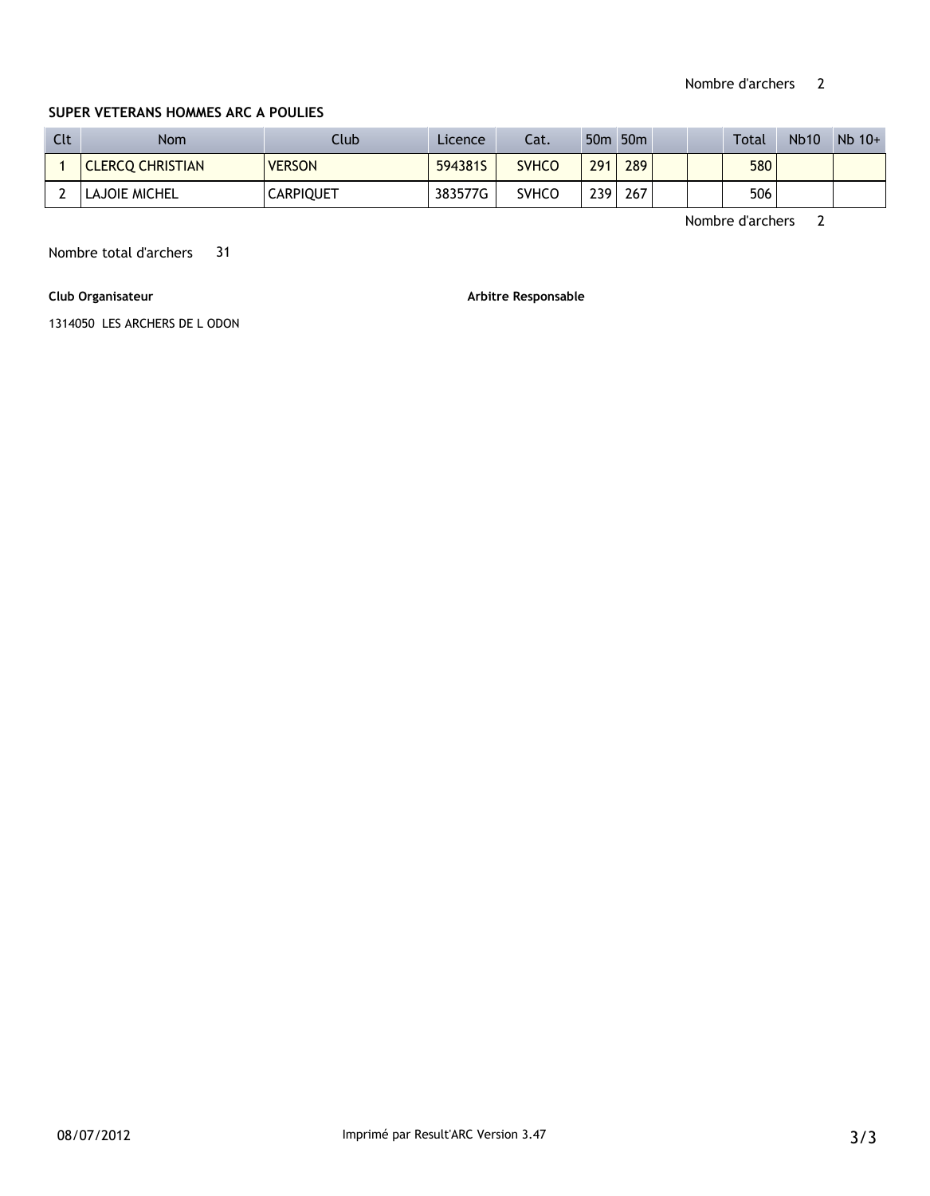Nombre d'archers 2

**SUPER VETERANS HOMMES ARC A POULIES**

| Clt | Nom | Club | Licence | Cat. | 50m | 50m | | | Total | Nb10 | Nb 10+ |
|---|---|---|---|---|---|---|---|---|---|---|---|
| 1 | CLERCQ CHRISTIAN | VERSON | 594381S | SVHCO | 291 | 289 | | | 580 | | |
| 2 | LAJOIE MICHEL | CARPIQUET | 383577G | SVHCO | 239 | 267 | | | 506 | | |

Nombre d'archers 2

Nombre total d'archers 31

**Club Organisateur**

**Arbitre Responsable**

1314050 LES ARCHERS DE L ODON

08/07/2012 Imprimé par Result'ARC Version 3.47